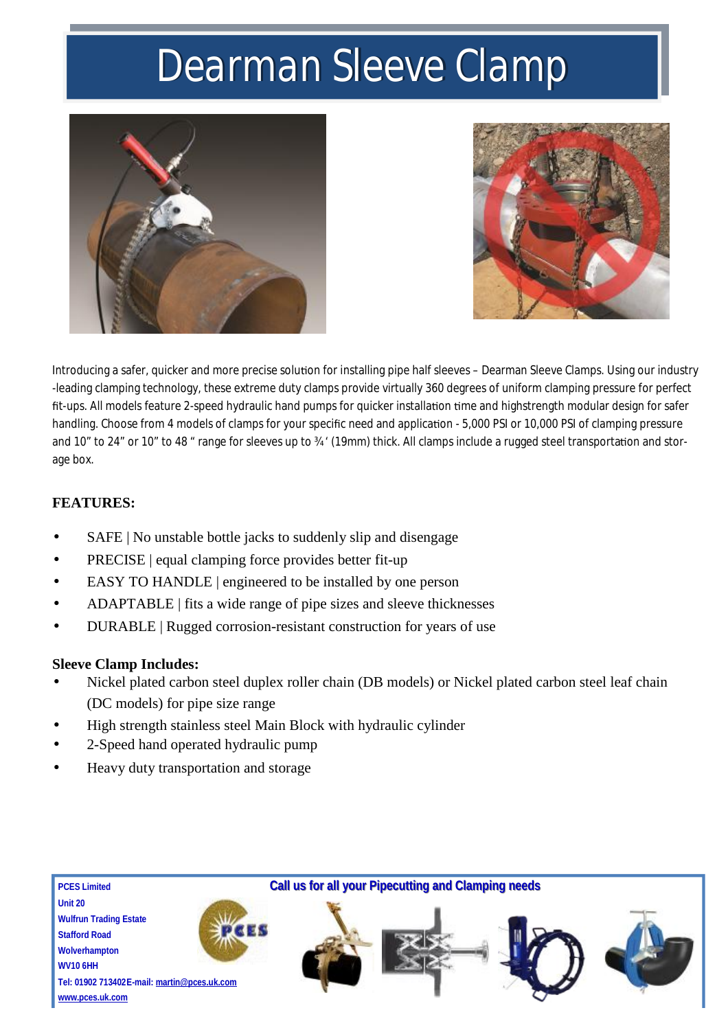# Dearman Sleeve Clamp

Introducing a safer, quicker and more precise solution for installing pipe half sleeves – Dearman Sleeve Clamps. Using our industry -leading clamping technology, these extreme duty clamps provide virtually 360 degrees of uniform clamping pressure for perfect fit-ups. All models feature 2-speed hydraulic hand pumps for quicker installation time and highstrength modular design for safer handling. Choose from 4 models of clamps for your specific need and application - 5,000 PSI or 10,000 PSI of clamping pressure and 10" to 24" or 10" to 48 " range for sleeves up to ¾' (19mm) thick. All clamps include a rugged steel transportation and storage box.

**FEATURES:**

- SAFE | No unstable bottle jacks to suddenly slip and disengage
- PRECISE | equal clamping force provides better fit-up
- EASY TO HANDLE | engineered to be installed by one person
- ADAPTABLE | fits a wide range of pipe sizes and sleeve thicknesses
- DURABLE | Rugged corrosion-resistant construction for years of use

**Sleeve Clamp Includes:**

- Nickel plated carbon steel duplex roller chain (DB models) or Nickel plated carbon steel leaf chain (DC models) for pipe size range
- High strength stainless steel Main Block with hydraulic cylinder
- 2-Speed hand operated hydraulic pump
- Heavy duty transportation and storage

**PCES Limited**
**Unit 20**
**Wulfrun Trading Estate**
**Stafford Road**
**Wolverhampton**
**WV10 6HH**
**Tel: 01902 713402E-mail: martin@pces.uk.com**
**www.pces.uk.com**

**Call us for all your Pipecutting and Clamping needs**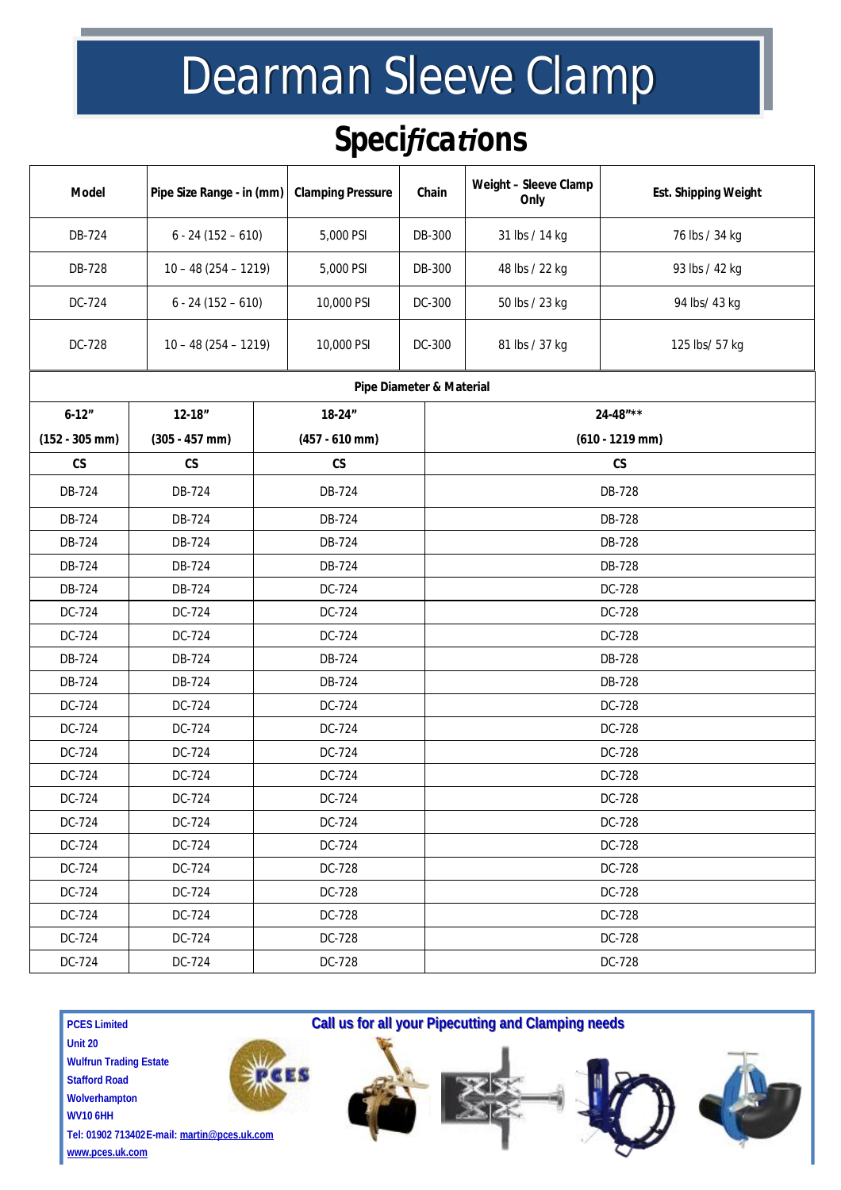# Dearman Sleeve Clamp

## Specifications

| Model | Pipe Size Range - in (mm) | Clamping Pressure | Chain | Weight – Sleeve Clamp Only | Est. Shipping Weight |
|---|---|---|---|---|---|
| DB-724 | 6 - 24 (152 – 610) | 5,000 PSI | DB-300 | 31 lbs / 14 kg | 76 lbs / 34 kg |
| DB-728 | 10 – 48 (254 – 1219) | 5,000 PSI | DB-300 | 48 lbs / 22 kg | 93 lbs / 42 kg |
| DC-724 | 6 - 24 (152 – 610) | 10,000 PSI | DC-300 | 50 lbs / 23 kg | 94 lbs/ 43 kg |
| DC-728 | 10 – 48 (254 – 1219) | 10,000 PSI | DC-300 | 81 lbs / 37 kg | 125 lbs/ 57 kg |

| Pipe Diameter & Material | | | |
|---|---|---|---|
| 6-12″ (152 - 305 mm) | 12-18″ (305 - 457 mm) | 18-24″ (457 - 610 mm) | 24-48″** (610 - 1219 mm) |
| CS | CS | CS | CS |
| DB-724 | DB-724 | DB-724 | DB-728 |
| DB-724 | DB-724 | DB-724 | DB-728 |
| DB-724 | DB-724 | DB-724 | DB-728 |
| DB-724 | DB-724 | DB-724 | DB-728 |
| DB-724 | DB-724 | DC-724 | DC-728 |
| DC-724 | DC-724 | DC-724 | DC-728 |
| DC-724 | DC-724 | DC-724 | DC-728 |
| DB-724 | DB-724 | DB-724 | DB-728 |
| DB-724 | DB-724 | DB-724 | DB-728 |
| DC-724 | DC-724 | DC-724 | DC-728 |
| DC-724 | DC-724 | DC-724 | DC-728 |
| DC-724 | DC-724 | DC-724 | DC-728 |
| DC-724 | DC-724 | DC-724 | DC-728 |
| DC-724 | DC-724 | DC-724 | DC-728 |
| DC-724 | DC-724 | DC-724 | DC-728 |
| DC-724 | DC-724 | DC-724 | DC-728 |
| DC-724 | DC-724 | DC-728 | DC-728 |
| DC-724 | DC-724 | DC-728 | DC-728 |
| DC-724 | DC-724 | DC-728 | DC-728 |
| DC-724 | DC-724 | DC-728 | DC-728 |
| DC-724 | DC-724 | DC-728 | DC-728 |

**PCES Limited**
**Unit 20**
**Wulfrun Trading Estate**
**Stafford Road**
**Wolverhampton**
**WV10 6HH**
**Tel: 01902 713402E-mail: martin@pces.uk.com**
**www.pces.uk.com**

**Call us for all your Pipecutting and Clamping needs**